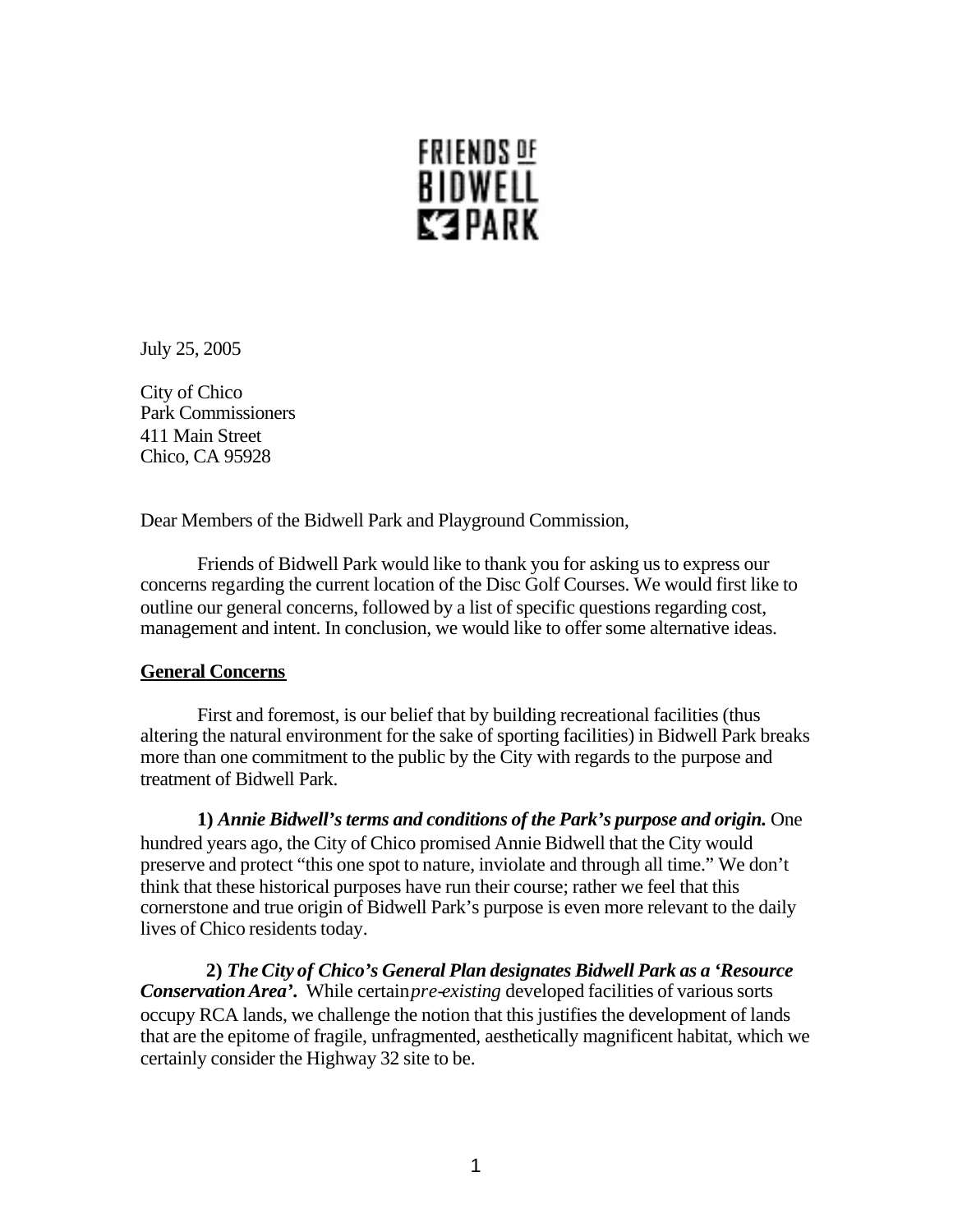FRIENDS OF BIDWELL PARK

July 25, 2005

City of Chico
Park Commissioners
411 Main Street
Chico, CA 95928

Dear Members of the Bidwell Park and Playground Commission,

Friends of Bidwell Park would like to thank you for asking us to express our concerns regarding the current location of the Disc Golf Courses. We would first like to outline our general concerns, followed by a list of specific questions regarding cost, management and intent. In conclusion, we would like to offer some alternative ideas.

**General Concerns**

First and foremost, is our belief that by building recreational facilities (thus altering the natural environment for the sake of sporting facilities) in Bidwell Park breaks more than one commitment to the public by the City with regards to the purpose and treatment of Bidwell Park.

**1)** ***Annie Bidwell's terms and conditions of the Park's purpose and origin.*** One hundred years ago, the City of Chico promised Annie Bidwell that the City would preserve and protect "this one spot to nature, inviolate and through all time." We don't think that these historical purposes have run their course; rather we feel that this cornerstone and true origin of Bidwell Park's purpose is even more relevant to the daily lives of Chico residents today.

**2)** ***The City of Chico's General Plan designates Bidwell Park as a 'Resource Conservation Area'.*** While certain *pre-existing* developed facilities of various sorts occupy RCA lands, we challenge the notion that this justifies the development of lands that are the epitome of fragile, unfragmented, aesthetically magnificent habitat, which we certainly consider the Highway 32 site to be.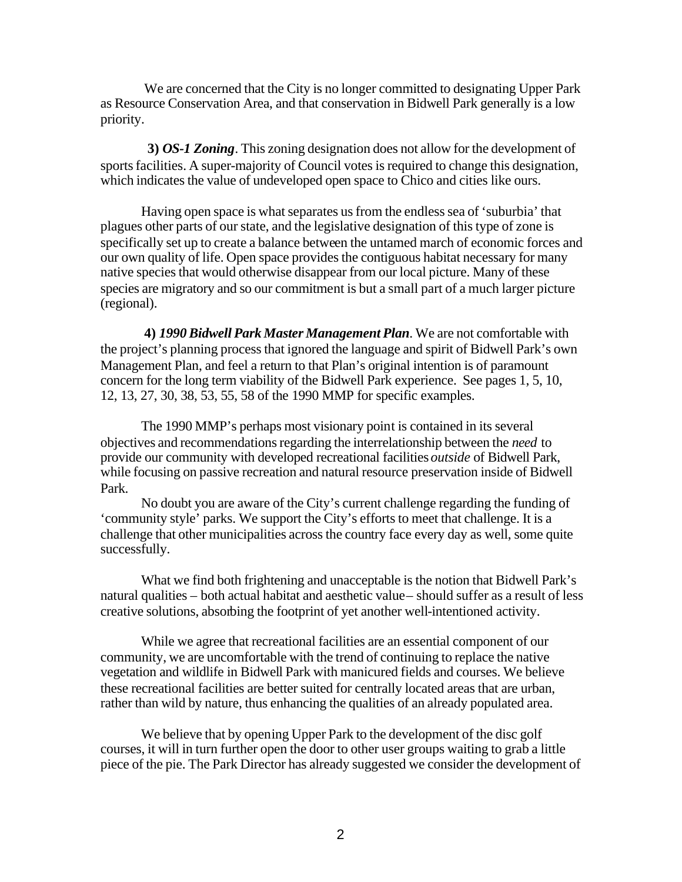We are concerned that the City is no longer committed to designating Upper Park as Resource Conservation Area, and that conservation in Bidwell Park generally is a low priority.

**3) *OS-1 Zoning***. This zoning designation does not allow for the development of sports facilities. A super-majority of Council votes is required to change this designation, which indicates the value of undeveloped open space to Chico and cities like ours.

Having open space is what separates us from the endless sea of 'suburbia' that plagues other parts of our state, and the legislative designation of this type of zone is specifically set up to create a balance between the untamed march of economic forces and our own quality of life. Open space provides the contiguous habitat necessary for many native species that would otherwise disappear from our local picture. Many of these species are migratory and so our commitment is but a small part of a much larger picture (regional).

**4) *1990 Bidwell Park Master Management Plan***. We are not comfortable with the project's planning process that ignored the language and spirit of Bidwell Park's own Management Plan, and feel a return to that Plan's original intention is of paramount concern for the long term viability of the Bidwell Park experience. See pages 1, 5, 10, 12, 13, 27, 30, 38, 53, 55, 58 of the 1990 MMP for specific examples.

The 1990 MMP's perhaps most visionary point is contained in its several objectives and recommendations regarding the interrelationship between the *need* to provide our community with developed recreational facilities *outside* of Bidwell Park, while focusing on passive recreation and natural resource preservation inside of Bidwell Park.

No doubt you are aware of the City's current challenge regarding the funding of 'community style' parks. We support the City's efforts to meet that challenge. It is a challenge that other municipalities across the country face every day as well, some quite successfully.

What we find both frightening and unacceptable is the notion that Bidwell Park's natural qualities – both actual habitat and aesthetic value – should suffer as a result of less creative solutions, absorbing the footprint of yet another well-intentioned activity.

While we agree that recreational facilities are an essential component of our community, we are uncomfortable with the trend of continuing to replace the native vegetation and wildlife in Bidwell Park with manicured fields and courses. We believe these recreational facilities are better suited for centrally located areas that are urban, rather than wild by nature, thus enhancing the qualities of an already populated area.

We believe that by opening Upper Park to the development of the disc golf courses, it will in turn further open the door to other user groups waiting to grab a little piece of the pie. The Park Director has already suggested we consider the development of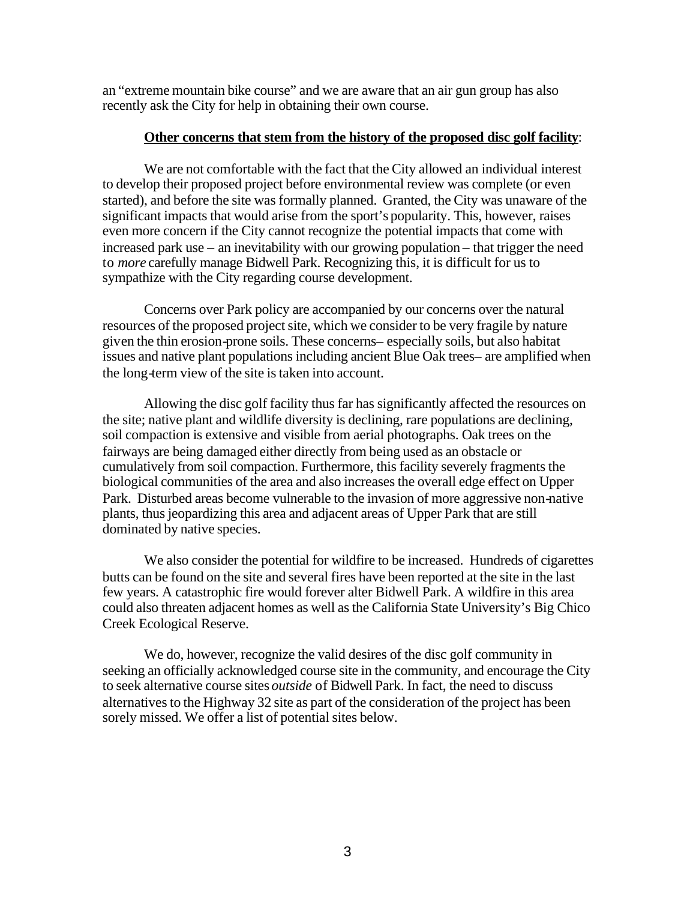an "extreme mountain bike course" and we are aware that an air gun group has also recently ask the City for help in obtaining their own course.

**Other concerns that stem from the history of the proposed disc golf facility**:

We are not comfortable with the fact that the City allowed an individual interest to develop their proposed project before environmental review was complete (or even started), and before the site was formally planned. Granted, the City was unaware of the significant impacts that would arise from the sport's popularity. This, however, raises even more concern if the City cannot recognize the potential impacts that come with increased park use – an inevitability with our growing population – that trigger the need to *more* carefully manage Bidwell Park. Recognizing this, it is difficult for us to sympathize with the City regarding course development.

Concerns over Park policy are accompanied by our concerns over the natural resources of the proposed project site, which we consider to be very fragile by nature given the thin erosion-prone soils. These concerns– especially soils, but also habitat issues and native plant populations including ancient Blue Oak trees– are amplified when the long-term view of the site is taken into account.

Allowing the disc golf facility thus far has significantly affected the resources on the site; native plant and wildlife diversity is declining, rare populations are declining, soil compaction is extensive and visible from aerial photographs. Oak trees on the fairways are being damaged either directly from being used as an obstacle or cumulatively from soil compaction. Furthermore, this facility severely fragments the biological communities of the area and also increases the overall edge effect on Upper Park. Disturbed areas become vulnerable to the invasion of more aggressive non-native plants, thus jeopardizing this area and adjacent areas of Upper Park that are still dominated by native species.

We also consider the potential for wildfire to be increased. Hundreds of cigarettes butts can be found on the site and several fires have been reported at the site in the last few years. A catastrophic fire would forever alter Bidwell Park. A wildfire in this area could also threaten adjacent homes as well as the California State University's Big Chico Creek Ecological Reserve.

We do, however, recognize the valid desires of the disc golf community in seeking an officially acknowledged course site in the community, and encourage the City to seek alternative course sites *outside* of Bidwell Park. In fact, the need to discuss alternatives to the Highway 32 site as part of the consideration of the project has been sorely missed. We offer a list of potential sites below.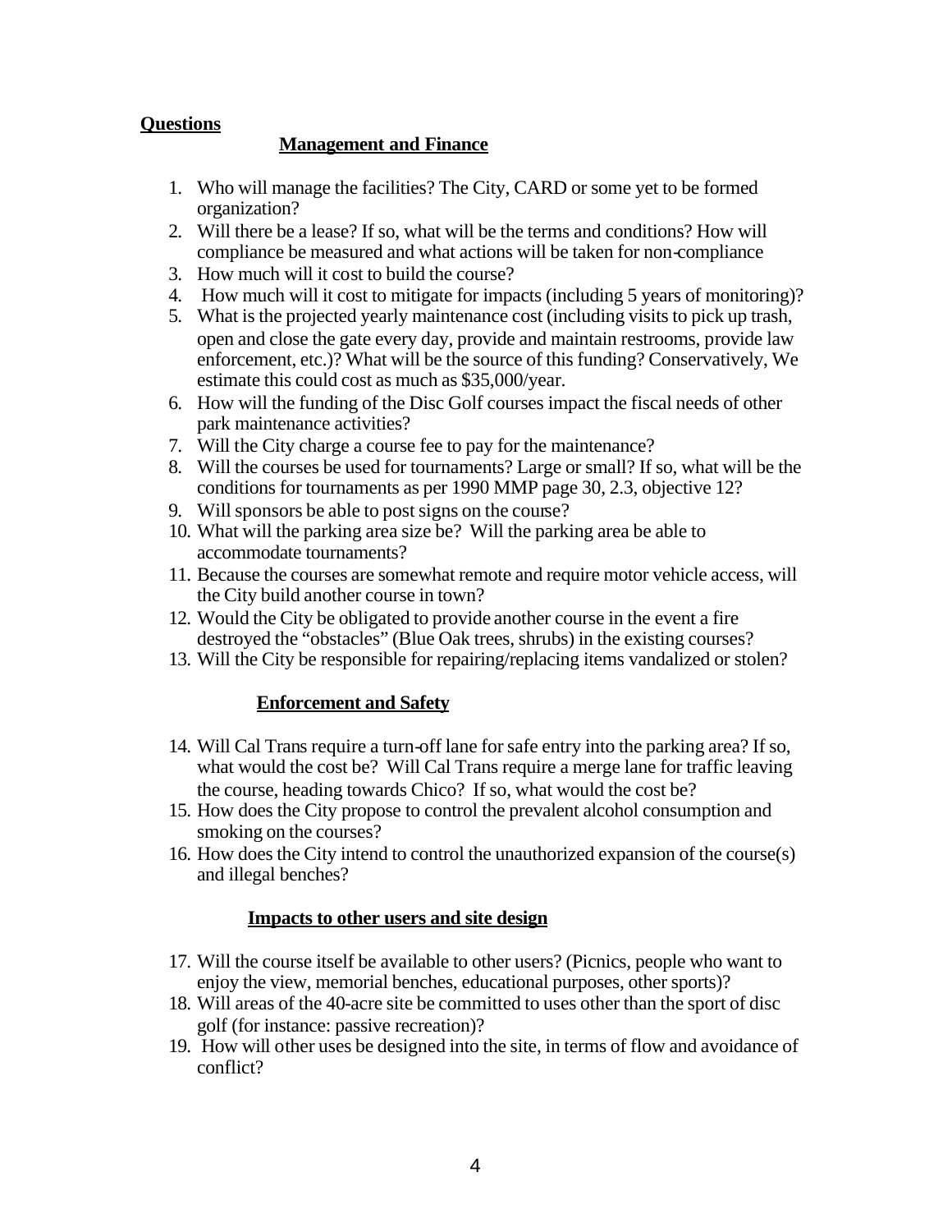**Questions**

**Management and Finance**

1. Who will manage the facilities? The City, CARD or some yet to be formed organization?
2. Will there be a lease? If so, what will be the terms and conditions? How will compliance be measured and what actions will be taken for non-compliance
3. How much will it cost to build the course?
4. How much will it cost to mitigate for impacts (including 5 years of monitoring)?
5. What is the projected yearly maintenance cost (including visits to pick up trash, open and close the gate every day, provide and maintain restrooms, provide law enforcement, etc.)? What will be the source of this funding? Conservatively, We estimate this could cost as much as $35,000/year.
6. How will the funding of the Disc Golf courses impact the fiscal needs of other park maintenance activities?
7. Will the City charge a course fee to pay for the maintenance?
8. Will the courses be used for tournaments? Large or small? If so, what will be the conditions for tournaments as per 1990 MMP page 30, 2.3, objective 12?
9. Will sponsors be able to post signs on the course?
10. What will the parking area size be? Will the parking area be able to accommodate tournaments?
11. Because the courses are somewhat remote and require motor vehicle access, will the City build another course in town?
12. Would the City be obligated to provide another course in the event a fire destroyed the "obstacles" (Blue Oak trees, shrubs) in the existing courses?
13. Will the City be responsible for repairing/replacing items vandalized or stolen?

**Enforcement and Safety**

14. Will Cal Trans require a turn-off lane for safe entry into the parking area? If so, what would the cost be? Will Cal Trans require a merge lane for traffic leaving the course, heading towards Chico? If so, what would the cost be?
15. How does the City propose to control the prevalent alcohol consumption and smoking on the courses?
16. How does the City intend to control the unauthorized expansion of the course(s) and illegal benches?

**Impacts to other users and site design**

17. Will the course itself be available to other users? (Picnics, people who want to enjoy the view, memorial benches, educational purposes, other sports)?
18. Will areas of the 40-acre site be committed to uses other than the sport of disc golf (for instance: passive recreation)?
19. How will other uses be designed into the site, in terms of flow and avoidance of conflict?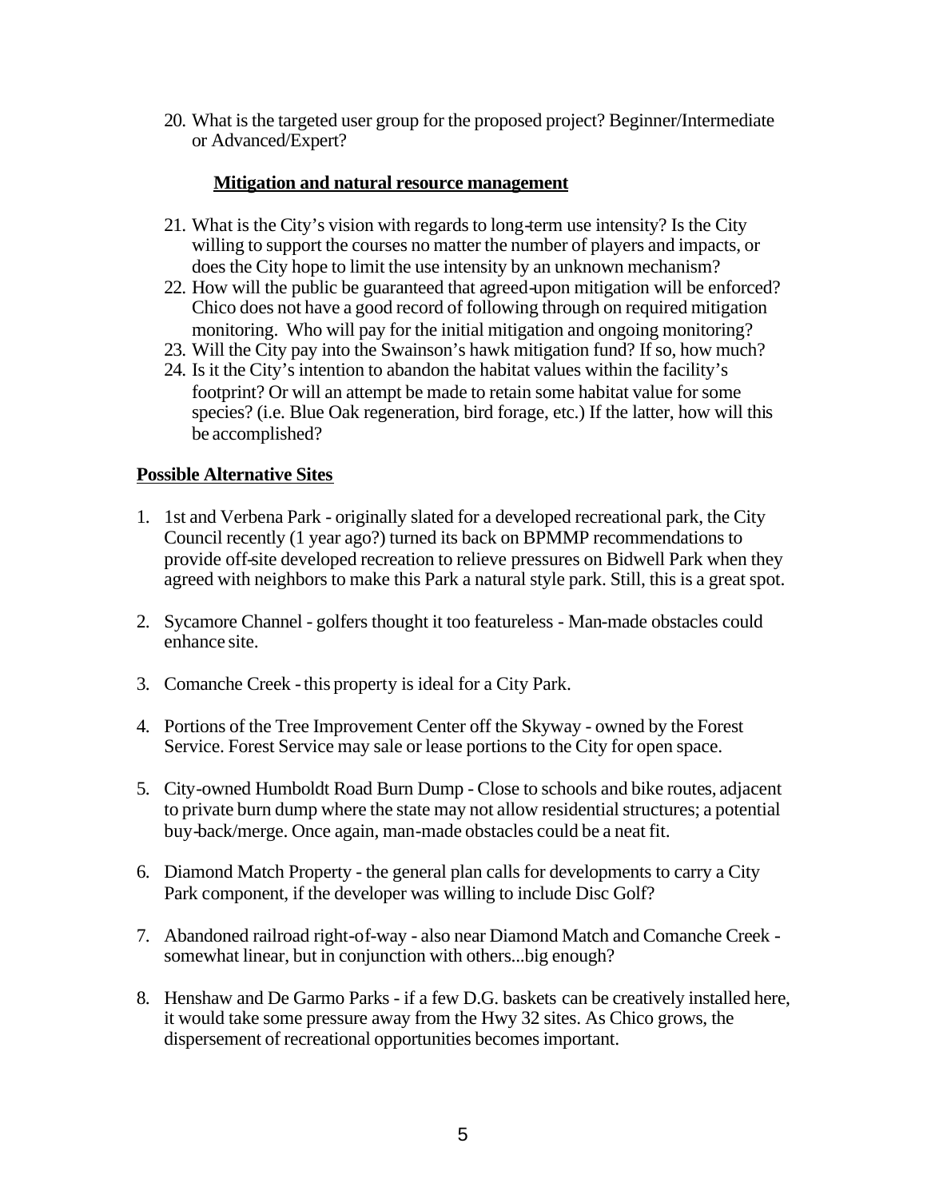20. What is the targeted user group for the proposed project? Beginner/Intermediate or Advanced/Expert?

**Mitigation and natural resource management**

21. What is the City's vision with regards to long-term use intensity? Is the City willing to support the courses no matter the number of players and impacts, or does the City hope to limit the use intensity by an unknown mechanism?
22. How will the public be guaranteed that agreed-upon mitigation will be enforced? Chico does not have a good record of following through on required mitigation monitoring. Who will pay for the initial mitigation and ongoing monitoring?
23. Will the City pay into the Swainson's hawk mitigation fund? If so, how much?
24. Is it the City's intention to abandon the habitat values within the facility's footprint? Or will an attempt be made to retain some habitat value for some species? (i.e. Blue Oak regeneration, bird forage, etc.) If the latter, how will this be accomplished?

**Possible Alternative Sites**

1. 1st and Verbena Park - originally slated for a developed recreational park, the City Council recently (1 year ago?) turned its back on BPMMP recommendations to provide off-site developed recreation to relieve pressures on Bidwell Park when they agreed with neighbors to make this Park a natural style park. Still, this is a great spot.

2. Sycamore Channel - golfers thought it too featureless - Man-made obstacles could enhance site.

3. Comanche Creek - this property is ideal for a City Park.

4. Portions of the Tree Improvement Center off the Skyway - owned by the Forest Service. Forest Service may sale or lease portions to the City for open space.

5. City-owned Humboldt Road Burn Dump - Close to schools and bike routes, adjacent to private burn dump where the state may not allow residential structures; a potential buy-back/merge. Once again, man-made obstacles could be a neat fit.

6. Diamond Match Property - the general plan calls for developments to carry a City Park component, if the developer was willing to include Disc Golf?

7. Abandoned railroad right-of-way - also near Diamond Match and Comanche Creek - somewhat linear, but in conjunction with others...big enough?

8. Henshaw and De Garmo Parks - if a few D.G. baskets can be creatively installed here, it would take some pressure away from the Hwy 32 sites. As Chico grows, the dispersement of recreational opportunities becomes important.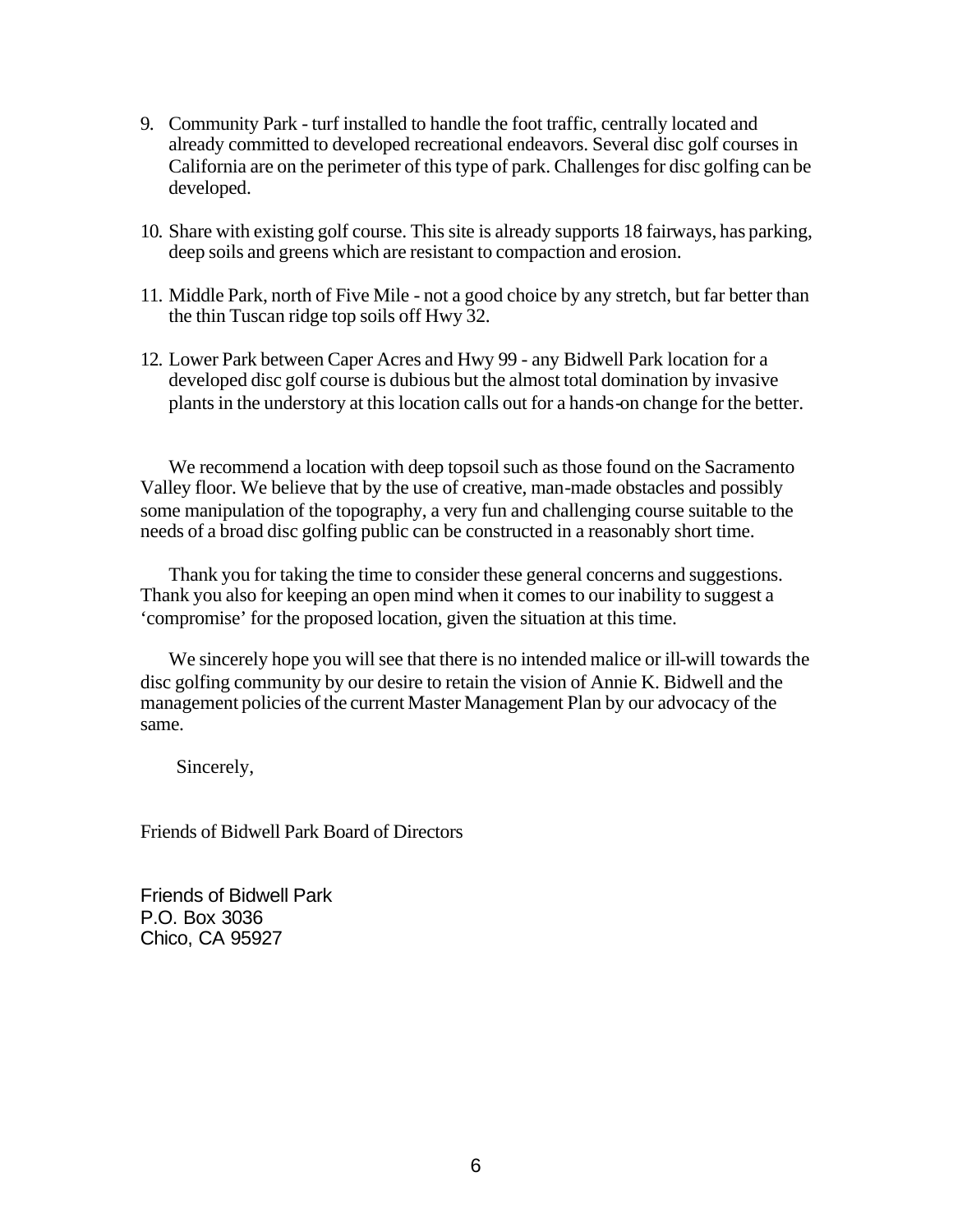9. Community Park - turf installed to handle the foot traffic, centrally located and already committed to developed recreational endeavors. Several disc golf courses in California are on the perimeter of this type of park. Challenges for disc golfing can be developed.

10. Share with existing golf course. This site is already supports 18 fairways, has parking, deep soils and greens which are resistant to compaction and erosion.

11. Middle Park, north of Five Mile - not a good choice by any stretch, but far better than the thin Tuscan ridge top soils off Hwy 32.

12. Lower Park between Caper Acres and Hwy 99 - any Bidwell Park location for a developed disc golf course is dubious but the almost total domination by invasive plants in the understory at this location calls out for a hands-on change for the better.

We recommend a location with deep topsoil such as those found on the Sacramento Valley floor. We believe that by the use of creative, man-made obstacles and possibly some manipulation of the topography, a very fun and challenging course suitable to the needs of a broad disc golfing public can be constructed in a reasonably short time.

Thank you for taking the time to consider these general concerns and suggestions. Thank you also for keeping an open mind when it comes to our inability to suggest a 'compromise' for the proposed location, given the situation at this time.

We sincerely hope you will see that there is no intended malice or ill-will towards the disc golfing community by our desire to retain the vision of Annie K. Bidwell and the management policies of the current Master Management Plan by our advocacy of the same.

Sincerely,

Friends of Bidwell Park Board of Directors

Friends of Bidwell Park
P.O. Box 3036
Chico, CA 95927